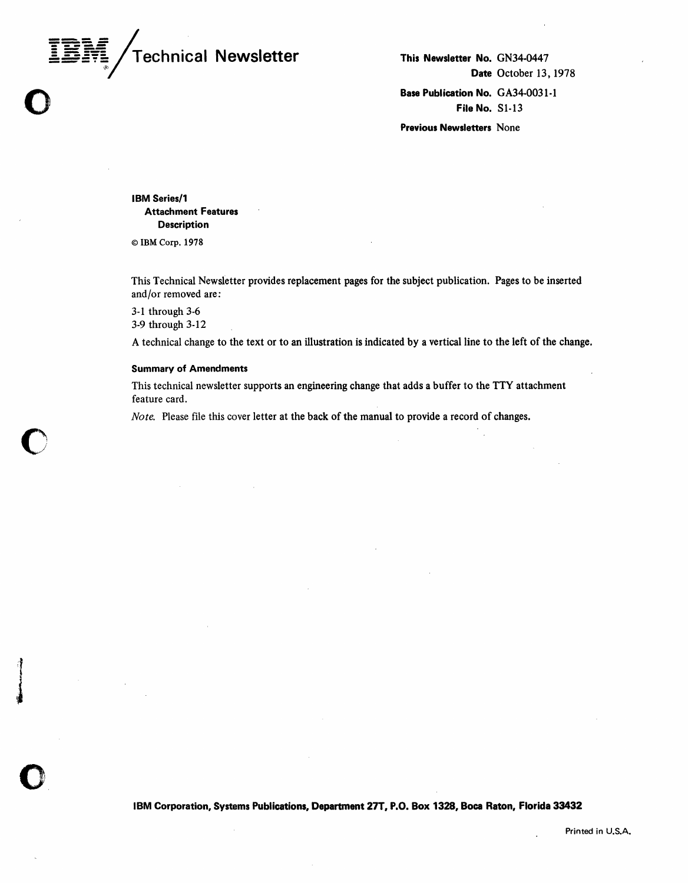# IBM Technical Newsletter

**This Newsletter No.** GN34-0447
**Date** October 13, 1978
**Base Publication No.** GA34-0031-1
**File No.** S1-13
**Previous Newsletters** None

**IBM Series/1**
**Attachment Features**
**Description**

© IBM Corp. 1978

This Technical Newsletter provides replacement pages for the subject publication. Pages to be inserted and/or removed are:

3-1 through 3-6
3-9 through 3-12

A technical change to the text or to an illustration is indicated by a vertical line to the left of the change.

### Summary of Amendments

This technical newsletter supports an engineering change that adds a buffer to the TTY attachment feature card.

*Note.* Please file this cover letter at the back of the manual to provide a record of changes.

**IBM Corporation, Systems Publications, Department 27T, P.O. Box 1328, Boca Raton, Florida 33432**

Printed in U.S.A.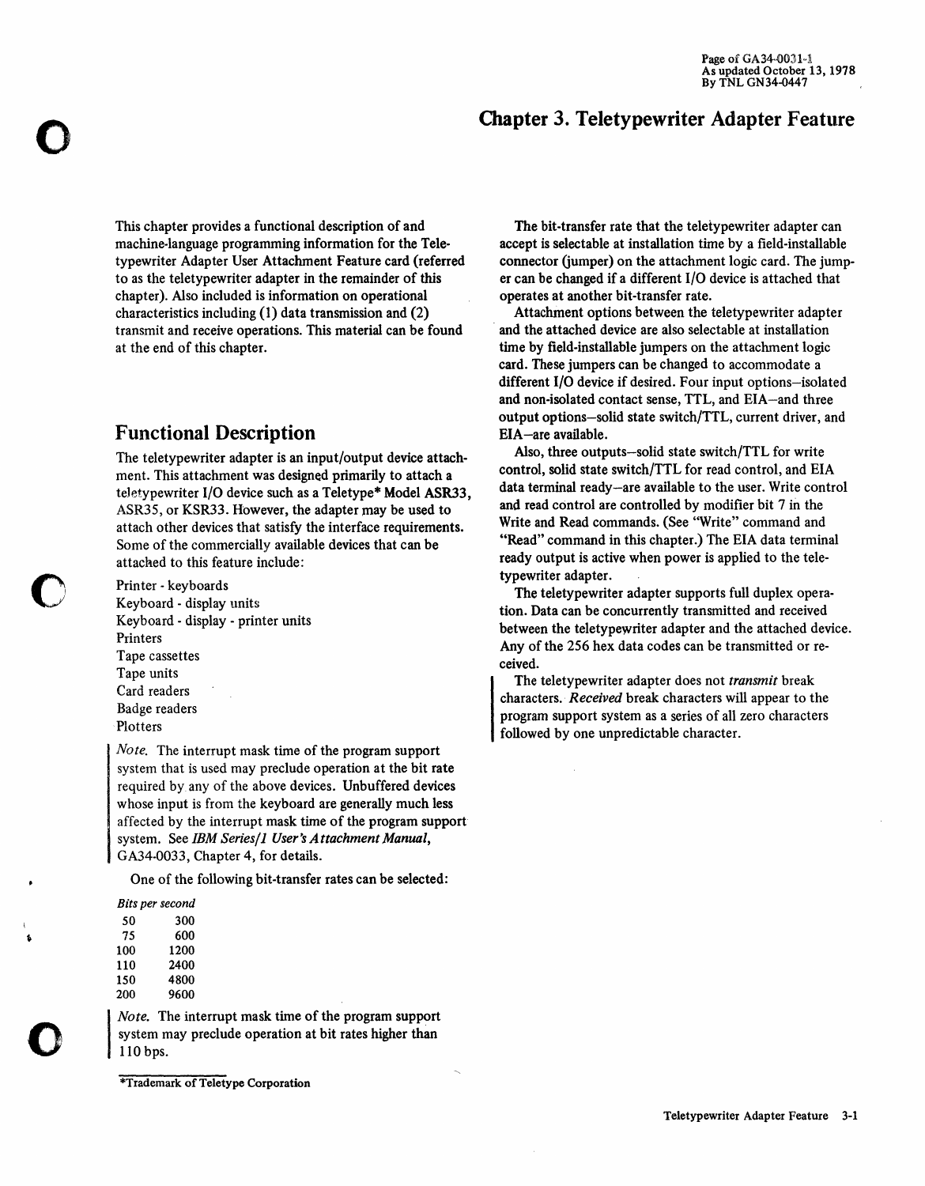# Chapter 3. Teletypewriter Adapter Feature

This chapter provides a functional description of and machine-language programming information for the Teletypewriter Adapter User Attachment Feature card (referred to as the teletypewriter adapter in the remainder of this chapter). Also included is information on operational characteristics including (1) data transmission and (2) transmit and receive operations. This material can be found at the end of this chapter.

## Functional Description

The teletypewriter adapter is an input/output device attachment. This attachment was designed primarily to attach a teletypewriter I/O device such as a Teletype* Model ASR33, ASR35, or KSR33. However, the adapter may be used to attach other devices that satisfy the interface requirements. Some of the commercially available devices that can be attached to this feature include:

Printer - keyboards
Keyboard - display units
Keyboard - display - printer units
Printers
Tape cassettes
Tape units
Card readers
Badge readers
Plotters

*Note.* The interrupt mask time of the program support system that is used may preclude operation at the bit rate required by any of the above devices. Unbuffered devices whose input is from the keyboard are generally much less affected by the interrupt mask time of the program support system. See *IBM Series/1 User's Attachment Manual*, GA34-0033, Chapter 4, for details.

One of the following bit-transfer rates can be selected:

*Bits per second*

| | |
|---|---|
| 50 | 300 |
| 75 | 600 |
| 100 | 1200 |
| 110 | 2400 |
| 150 | 4800 |
| 200 | 9600 |

*Note.* The interrupt mask time of the program support system may preclude operation at bit rates higher than 110 bps.

*Trademark of Teletype Corporation

The bit-transfer rate that the teletypewriter adapter can accept is selectable at installation time by a field-installable connector (jumper) on the attachment logic card. The jumper can be changed if a different I/O device is attached that operates at another bit-transfer rate.

Attachment options between the teletypewriter adapter and the attached device are also selectable at installation time by field-installable jumpers on the attachment logic card. These jumpers can be changed to accommodate a different I/O device if desired. Four input options–isolated and non-isolated contact sense, TTL, and EIA–and three output options–solid state switch/TTL, current driver, and EIA–are available.

Also, three outputs–solid state switch/TTL for write control, solid state switch/TTL for read control, and EIA data terminal ready–are available to the user. Write control and read control are controlled by modifier bit 7 in the Write and Read commands. (See "Write" command and "Read" command in this chapter.) The EIA data terminal ready output is active when power is applied to the teletypewriter adapter.

The teletypewriter adapter supports full duplex operation. Data can be concurrently transmitted and received between the teletypewriter adapter and the attached device. Any of the 256 hex data codes can be transmitted or received.

The teletypewriter adapter does not *transmit* break characters. *Received* break characters will appear to the program support system as a series of all zero characters followed by one unpredictable character.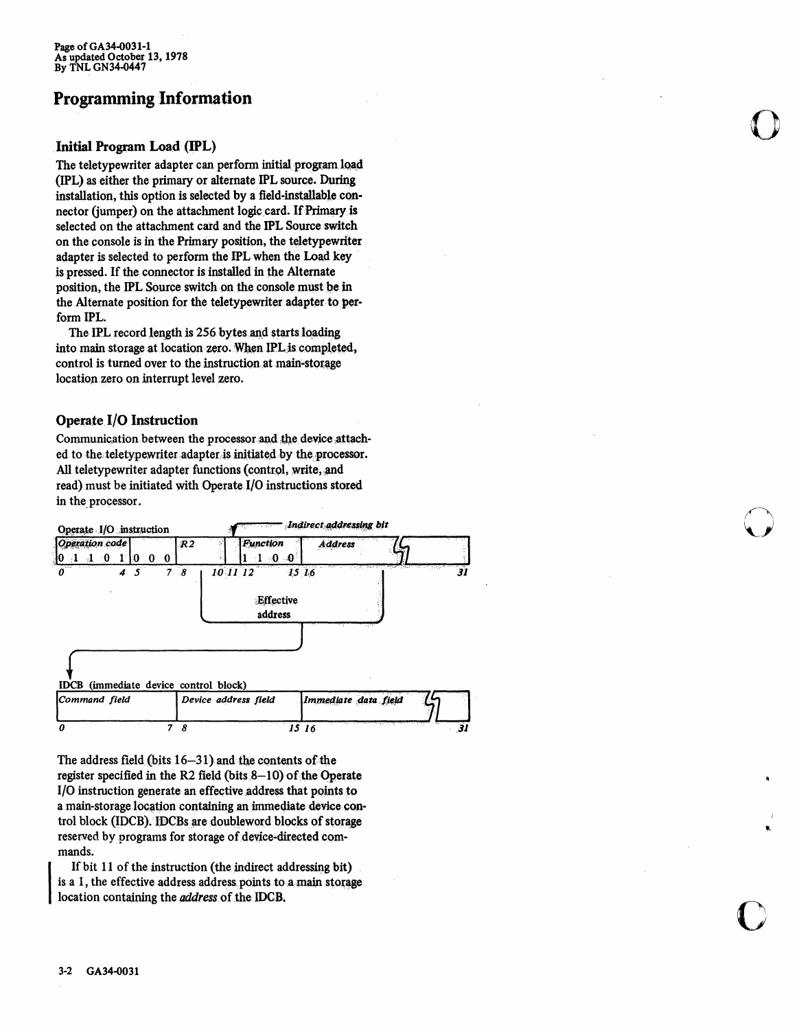# Programming Information

## Initial Program Load (IPL)

The teletypewriter adapter can perform initial program load (IPL) as either the primary or alternate IPL source. During installation, this option is selected by a field-installable connector (jumper) on the attachment logic card. If Primary is selected on the attachment card and the IPL Source switch on the console is in the Primary position, the teletypewriter adapter is selected to perform the IPL when the Load key is pressed. If the connector is installed in the Alternate position, the IPL Source switch on the console must be in the Alternate position for the teletypewriter adapter to perform IPL.

The IPL record length is 256 bytes and starts loading into main storage at location zero. When IPL is completed, control is turned over to the instruction at main-storage location zero on interrupt level zero.

## Operate I/O Instruction

Communication between the processor and the device attached to the teletypewriter adapter is initiated by the processor. All teletypewriter adapter functions (control, write, and read) must be initiated with Operate I/O instructions stored in the processor.

Operate I/O instruction

| Operation code | | R2 | | Function | Address |
|---|---|---|---|---|---|
| 0 1 1 0 1 | 0 0 0 | | | 1 1 0 0 | |
| 0 4 | 5 7 | 8 10 | 11 | 12 15 | 16 31 |

Bit 11: Indirect addressing bit. Bits 8–10 and 16–31: Effective address.

IDCB (immediate device control block)

| Command field | Device address field | Immediate data field |
|---|---|---|
| 0 7 | 8 15 | 16 31 |

The address field (bits 16–31) and the contents of the register specified in the R2 field (bits 8–10) of the Operate I/O instruction generate an effective address that points to a main-storage location containing an immediate device control block (IDCB). IDCBs are doubleword blocks of storage reserved by programs for storage of device-directed commands.

If bit 11 of the instruction (the indirect addressing bit) is a 1, the effective address address points to a main storage location containing the *address* of the IDCB.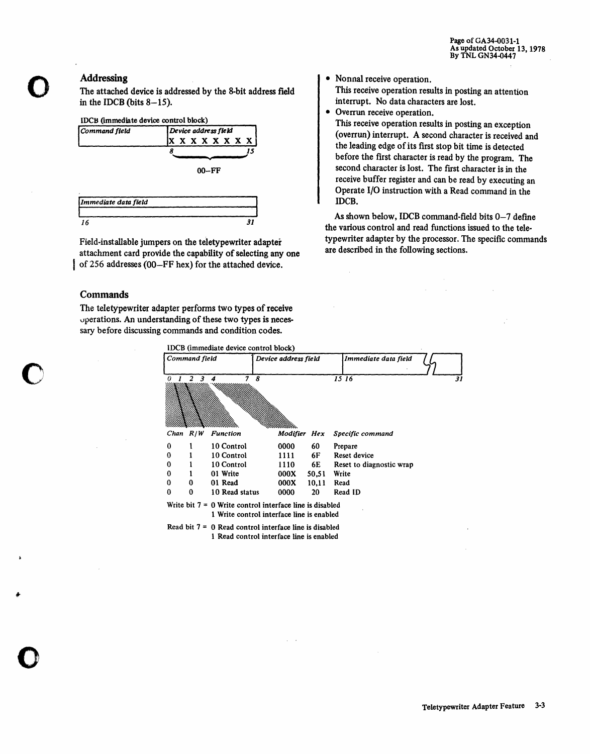## Addressing

The attached device is addressed by the 8-bit address field in the IDCB (bits 8–15).

IDCB (immediate device control block)

| Command field | Device address field |
|---|---|
| | X X X X X X X X |
| | 8 — 15 |
| | 00–FF |

| Immediate data field |
|---|
| 16 — 31 |

Field-installable jumpers on the teletypewriter adapter attachment card provide the capability of selecting any one of 256 addresses (00–FF hex) for the attached device.

## Commands

The teletypewriter adapter performs two types of receive operations. An understanding of these two types is necessary before discussing commands and condition codes.

- Normal receive operation.
  This receive operation results in posting an attention interrupt. No data characters are lost.
- Overrun receive operation.
  This receive operation results in posting an exception (overrun) interrupt. A second character is received and the leading edge of its first stop bit time is detected before the first character is read by the program. The second character is lost. The first character is in the receive buffer register and can be read by executing an Operate I/O instruction with a Read command in the IDCB.

As shown below, IDCB command-field bits 0–7 define the various control and read functions issued to the teletypewriter adapter by the processor. The specific commands are described in the following sections.

IDCB (immediate device control block)

| Command field (bits 0–7) | Device address field (bits 8–15) | Immediate data field (bits 16–31) |
|---|---|---|

| Chan | R/W | Function | Modifier | Hex | Specific command |
|---|---|---|---|---|---|
| 0 | 1 | 10 Control | 0000 | 60 | Prepare |
| 0 | 1 | 10 Control | 1111 | 6F | Reset device |
| 0 | 1 | 10 Control | 1110 | 6E | Reset to diagnostic wrap |
| 0 | 1 | 01 Write | 000X | 50,51 | Write |
| 0 | 0 | 01 Read | 000X | 10,11 | Read |
| 0 | 0 | 10 Read status | 0000 | 20 | Read ID |

Write bit 7 = 0 Write control interface line is disabled
1 Write control interface line is enabled

Read bit 7 = 0 Read control interface line is disabled
1 Read control interface line is enabled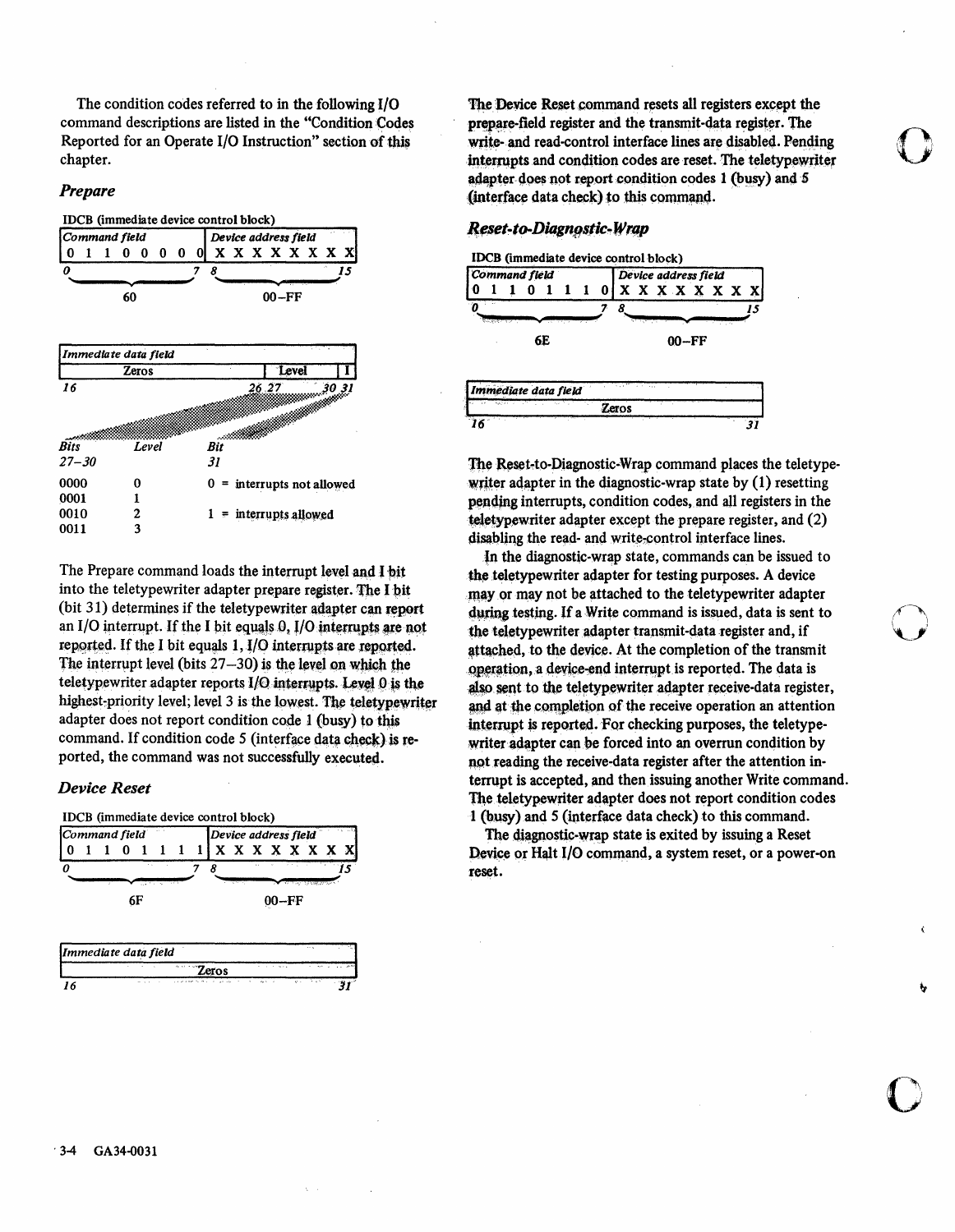The condition codes referred to in the following I/O command descriptions are listed in the "Condition Codes Reported for an Operate I/O Instruction" section of this chapter.

### *Prepare*

IDCB (immediate device control block)

| Command field | Device address field |
|---|---|
| 0 1 1 0 0 0 0 0 | X X X X X X X X |
| 0 — 7 | 8 — 15 |
| 60 | 00–FF |

| Immediate data field | | |
|---|---|---|
| Zeros | Level | I |
| 16 | 26 27 — 30 | 31 |

| Bits 27–30 | Level |
|---|---|
| 0000 | 0 |
| 0001 | 1 |
| 0010 | 2 |
| 0011 | 3 |

Bit 31

0 = interrupts not allowed

1 = interrupts allowed

The Prepare command loads the interrupt level and I bit into the teletypewriter adapter prepare register. The I bit (bit 31) determines if the teletypewriter adapter can report an I/O interrupt. If the I bit equals 0, I/O interrupts are not reported. If the I bit equals 1, I/O interrupts are reported. The interrupt level (bits 27–30) is the level on which the teletypewriter adapter reports I/O interrupts. Level 0 is the highest-priority level; level 3 is the lowest. The teletypewriter adapter does not report condition code 1 (busy) to this command. If condition code 5 (interface data check) is reported, the command was not successfully executed.

### *Device Reset*

IDCB (immediate device control block)

| Command field | Device address field |
|---|---|
| 0 1 1 0 1 1 1 1 | X X X X X X X X |
| 0 — 7 | 8 — 15 |
| 6F | 00–FF |

| Immediate data field | |
|---|---|
| Zeros | |
| 16 | 31 |

The Device Reset command resets all registers except the prepare-field register and the transmit-data register. The write- and read-control interface lines are disabled. Pending interrupts and condition codes are reset. The teletypewriter adapter does not report condition codes 1 (busy) and 5 (interface data check) to this command.

### *Reset-to-Diagnostic-Wrap*

IDCB (immediate device control block)

| Command field | Device address field |
|---|---|
| 0 1 1 0 1 1 1 0 | X X X X X X X X |
| 0 — 7 | 8 — 15 |
| 6E | 00–FF |

| Immediate data field | |
|---|---|
| Zeros | |
| 16 | 31 |

The Reset-to-Diagnostic-Wrap command places the teletypewriter adapter in the diagnostic-wrap state by (1) resetting pending interrupts, condition codes, and all registers in the teletypewriter adapter except the prepare register, and (2) disabling the read- and write-control interface lines.

In the diagnostic-wrap state, commands can be issued to the teletypewriter adapter for testing purposes. A device may or may not be attached to the teletypewriter adapter during testing. If a Write command is issued, data is sent to the teletypewriter adapter transmit-data register and, if attached, to the device. At the completion of the transmit operation, a device-end interrupt is reported. The data is also sent to the teletypewriter adapter receive-data register, and at the completion of the receive operation an attention interrupt is reported. For checking purposes, the teletypewriter adapter can be forced into an overrun condition by not reading the receive-data register after the attention interrupt is accepted, and then issuing another Write command. The teletypewriter adapter does not report condition codes 1 (busy) and 5 (interface data check) to this command.

The diagnostic-wrap state is exited by issuing a Reset Device or Halt I/O command, a system reset, or a power-on reset.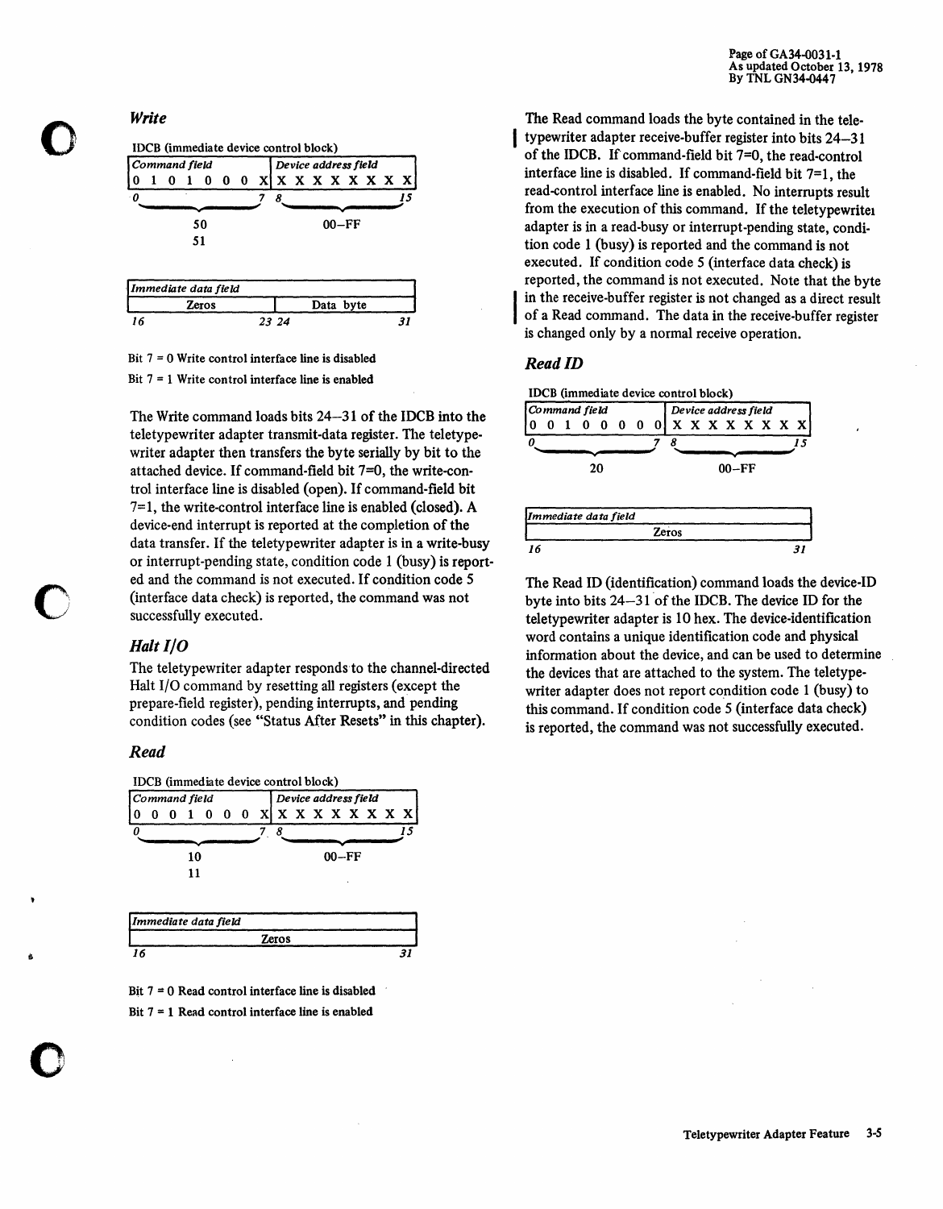### *Write*

IDCB (immediate device control block)

| Command field | Device address field |
|---|---|
| 0 1 0 1 0 0 0 X | X X X X X X X X |
| 0 — 7 | 8 — 15 |
| 50<br>51 | 00–FF |

| Immediate data field | |
|---|---|
| Zeros | Data byte |
| 16 — 23 | 24 — 31 |

Bit 7 = 0 Write control interface line is disabled

Bit 7 = 1 Write control interface line is enabled

The Write command loads bits 24–31 of the IDCB into the teletypewriter adapter transmit-data register. The teletypewriter adapter then transfers the byte serially by bit to the attached device. If command-field bit 7=0, the write-control interface line is disabled (open). If command-field bit 7=1, the write-control interface line is enabled (closed). A device-end interrupt is reported at the completion of the data transfer. If the teletypewriter adapter is in a write-busy or interrupt-pending state, condition code 1 (busy) is reported and the command is not executed. If condition code 5 (interface data check) is reported, the command was not successfully executed.

### *Halt I/O*

The teletypewriter adapter responds to the channel-directed Halt I/O command by resetting all registers (except the prepare-field register), pending interrupts, and pending condition codes (see "Status After Resets" in this chapter).

### *Read*

IDCB (immediate device control block)

| Command field | Device address field |
|---|---|
| 0 0 0 1 0 0 0 X | X X X X X X X X |
| 0 — 7 | 8 — 15 |
| 10<br>11 | 00–FF |

| Immediate data field |
|---|
| Zeros |
| 16 — 31 |

Bit 7 = 0 Read control interface line is disabled

Bit 7 = 1 Read control interface line is enabled

The Read command loads the byte contained in the teletypewriter adapter receive-buffer register into bits 24–31 of the IDCB. If command-field bit 7=0, the read-control interface line is disabled. If command-field bit 7=1, the read-control interface line is enabled. No interrupts result from the execution of this command. If the teletypewriter adapter is in a read-busy or interrupt-pending state, condition code 1 (busy) is reported and the command is not executed. If condition code 5 (interface data check) is reported, the command is not executed. Note that the byte in the receive-buffer register is not changed as a direct result of a Read command. The data in the receive-buffer register is changed only by a normal receive operation.

### *Read ID*

IDCB (immediate device control block)

| Command field | Device address field |
|---|---|
| 0 0 1 0 0 0 0 0 | X X X X X X X X |
| 0 — 7 | 8 — 15 |
| 20 | 00–FF |

| Immediate data field |
|---|
| Zeros |
| 16 — 31 |

The Read ID (identification) command loads the device-ID byte into bits 24–31 of the IDCB. The device ID for the teletypewriter adapter is 10 hex. The device-identification word contains a unique identification code and physical information about the device, and can be used to determine the devices that are attached to the system. The teletypewriter adapter does not report condition code 1 (busy) to this command. If condition code 5 (interface data check) is reported, the command was not successfully executed.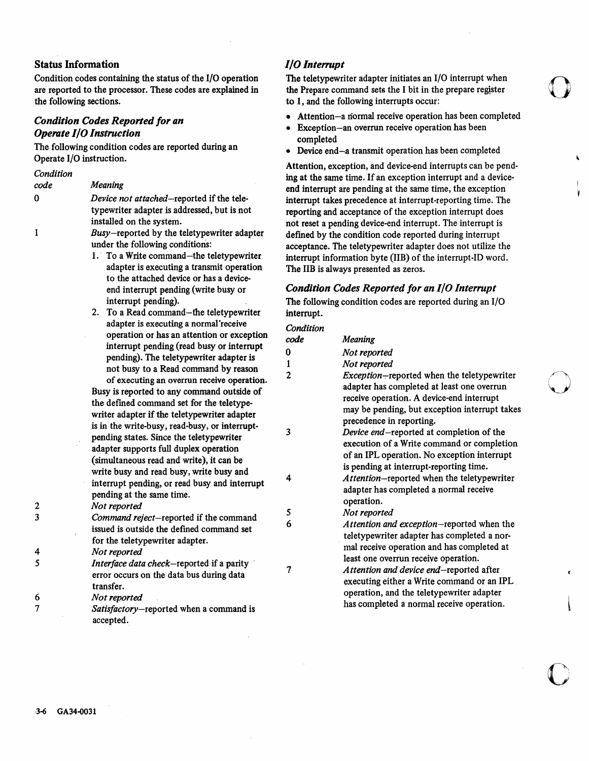## Status Information

Condition codes containing the status of the I/O operation are reported to the processor. These codes are explained in the following sections.

### *Condition Codes Reported for an Operate I/O Instruction*

The following condition codes are reported during an Operate I/O instruction.

| *Condition code* | *Meaning* |
|---|---|
| 0 | *Device not attached*—reported if the teletypewriter adapter is addressed, but is not installed on the system. |
| 1 | *Busy*—reported by the teletypewriter adapter under the following conditions: 1. To a Write command—the teletypewriter adapter is executing a transmit operation to the attached device or has a device-end interrupt pending (write busy or interrupt pending). 2. To a Read command—the teletypewriter adapter is executing a normal receive operation or has an attention or exception interrupt pending (read busy or interrupt pending). The teletypewriter adapter is not busy to a Read command by reason of executing an overrun receive operation. Busy is reported to any command outside of the defined command set for the teletypewriter adapter if the teletypewriter adapter is in the write-busy, read-busy, or interrupt-pending states. Since the teletypewriter adapter supports full duplex operation (simultaneous read and write), it can be write busy and read busy, write busy and interrupt pending, or read busy and interrupt pending at the same time. |
| 2 | *Not reported* |
| 3 | *Command reject*—reported if the command issued is outside the defined command set for the teletypewriter adapter. |
| 4 | *Not reported* |
| 5 | *Interface data check*—reported if a parity error occurs on the data bus during data transfer. |
| 6 | *Not reported* |
| 7 | *Satisfactory*—reported when a command is accepted. |

### *I/O Interrupt*

The teletypewriter adapter initiates an I/O interrupt when the Prepare command sets the I bit in the prepare register to 1, and the following interrupts occur:

- Attention—a normal receive operation has been completed
- Exception—an overrun receive operation has been completed
- Device end—a transmit operation has been completed

Attention, exception, and device-end interrupts can be pending at the same time. If an exception interrupt and a device-end interrupt are pending at the same time, the exception interrupt takes precedence at interrupt-reporting time. The reporting and acceptance of the exception interrupt does not reset a pending device-end interrupt. The interrupt is defined by the condition code reported during interrupt acceptance. The teletypewriter adapter does not utilize the interrupt information byte (IIB) of the interrupt-ID word. The IIB is always presented as zeros.

### *Condition Codes Reported for an I/O Interrupt*

The following condition codes are reported during an I/O interrupt.

| *Condition code* | *Meaning* |
|---|---|
| 0 | *Not reported* |
| 1 | *Not reported* |
| 2 | *Exception*—reported when the teletypewriter adapter has completed at least one overrun receive operation. A device-end interrupt may be pending, but exception interrupt takes precedence in reporting. |
| 3 | *Device end*—reported at completion of the execution of a Write command or completion of an IPL operation. No exception interrupt is pending at interrupt-reporting time. |
| 4 | *Attention*—reported when the teletypewriter adapter has completed a normal receive operation. |
| 5 | *Not reported* |
| 6 | *Attention and exception*—reported when the teletypewriter adapter has completed a normal receive operation and has completed at least one overrun receive operation. |
| 7 | *Attention and device end*—reported after executing either a Write command or an IPL operation, and the teletypewriter adapter has completed a normal receive operation. |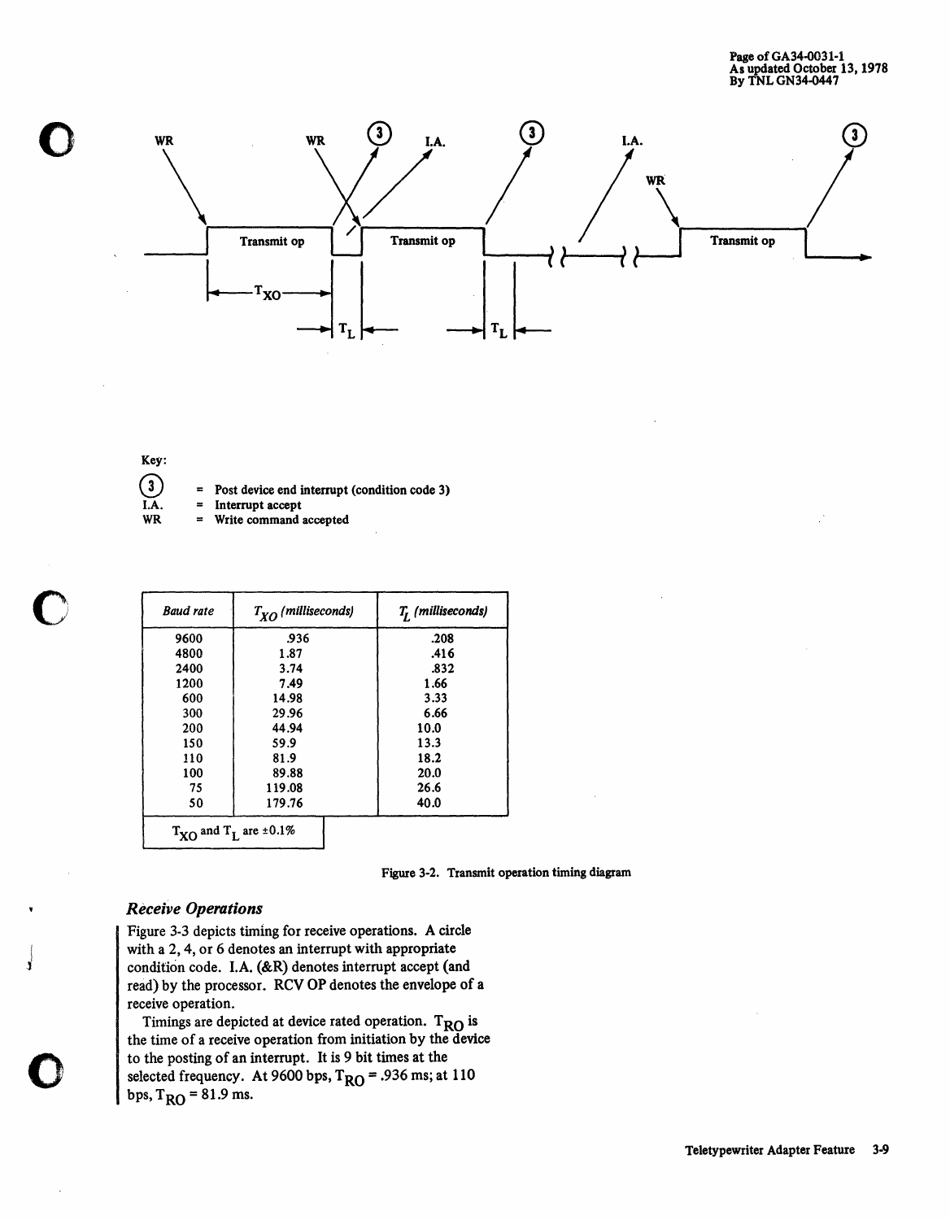Key:

(3) = Post device end interrupt (condition code 3)
I.A. = Interrupt accept
WR = Write command accepted

| *Baud rate* | $T_{XO}$ *(milliseconds)* | $T_L$ *(milliseconds)* |
|---|---|---|
| 9600 | .936 | .208 |
| 4800 | 1.87 | .416 |
| 2400 | 3.74 | .832 |
| 1200 | 7.49 | 1.66 |
| 600 | 14.98 | 3.33 |
| 300 | 29.96 | 6.66 |
| 200 | 44.94 | 10.0 |
| 150 | 59.9 | 13.3 |
| 110 | 81.9 | 18.2 |
| 100 | 89.88 | 20.0 |
| 75 | 119.08 | 26.6 |
| 50 | 179.76 | 40.0 |

$T_{XO}$ and $T_L$ are ±0.1%

**Figure 3-2. Transmit operation timing diagram**

### *Receive Operations*

Figure 3-3 depicts timing for receive operations. A circle with a 2, 4, or 6 denotes an interrupt with appropriate condition code. I.A. (&R) denotes interrupt accept (and read) by the processor. RCV OP denotes the envelope of a receive operation.

Timings are depicted at device rated operation. $T_{RO}$ is the time of a receive operation from initiation by the device to the posting of an interrupt. It is 9 bit times at the selected frequency. At 9600 bps, $T_{RO}$ = .936 ms; at 110 bps, $T_{RO}$ = 81.9 ms.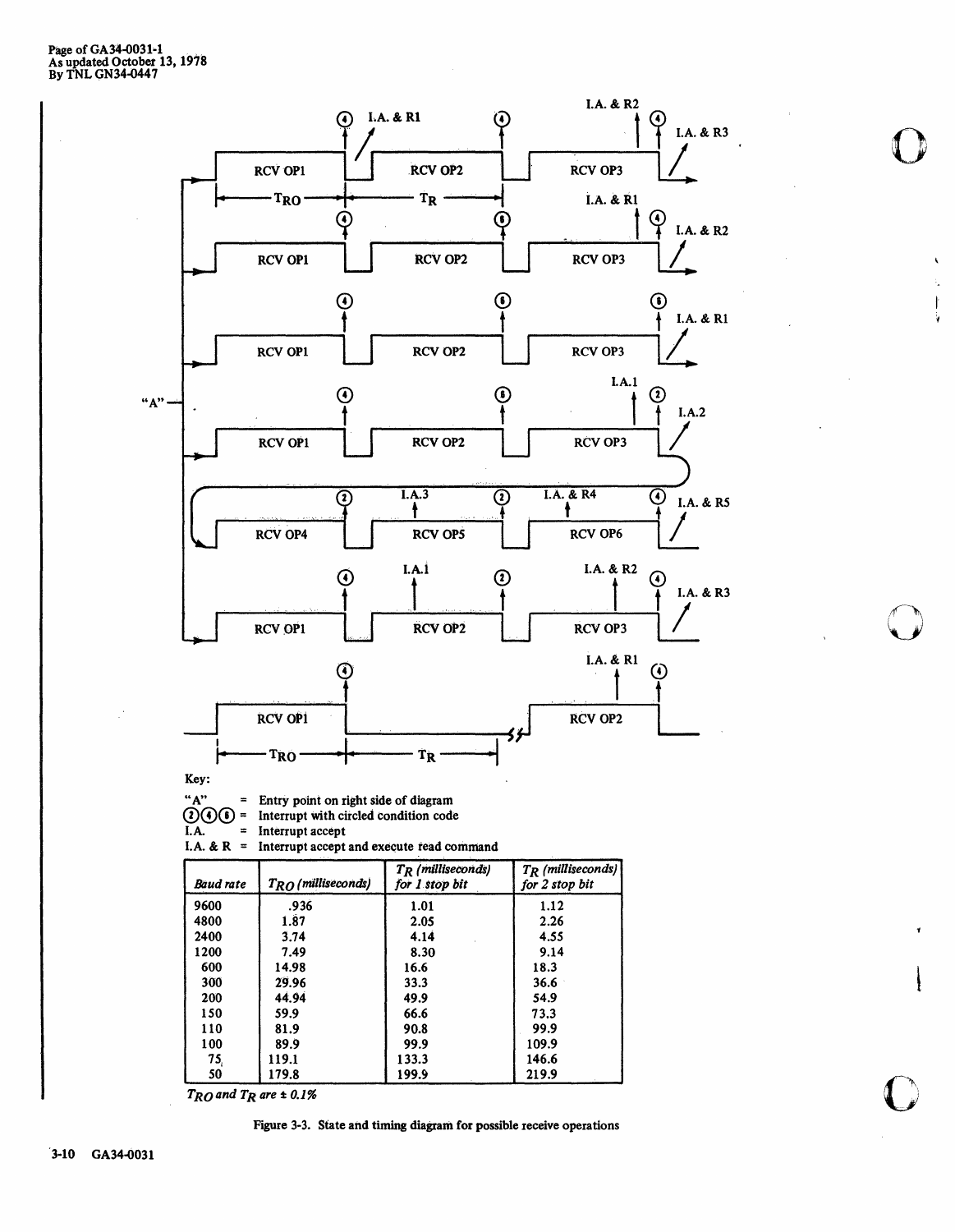Page of GA34-0031-1
As updated October 13, 1978
By TNL GN34-0447

Key:

"A" = Entry point on right side of diagram

②④⑥ = Interrupt with circled condition code

I.A. = Interrupt accept

I.A. & R = Interrupt accept and execute read command

| Baud rate | $T_{RO}$ (milliseconds) | $T_R$ (milliseconds) for 1 stop bit | $T_R$ (milliseconds) for 2 stop bit |
|---|---|---|---|
| 9600 | .936 | 1.01 | 1.12 |
| 4800 | 1.87 | 2.05 | 2.26 |
| 2400 | 3.74 | 4.14 | 4.55 |
| 1200 | 7.49 | 8.30 | 9.14 |
| 600 | 14.98 | 16.6 | 18.3 |
| 300 | 29.96 | 33.3 | 36.6 |
| 200 | 44.94 | 49.9 | 54.9 |
| 150 | 59.9 | 66.6 | 73.3 |
| 110 | 81.9 | 90.8 | 99.9 |
| 100 | 89.9 | 99.9 | 109.9 |
| 75 | 119.1 | 133.3 | 146.6 |
| 50 | 179.8 | 199.9 | 219.9 |

$T_{RO}$ and $T_R$ are ± 0.1%

Figure 3-3. State and timing diagram for possible receive operations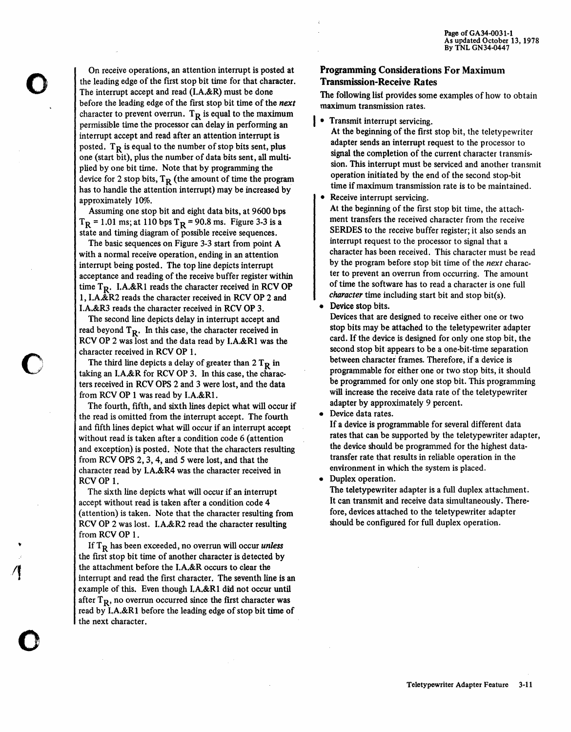On receive operations, an attention interrupt is posted at the leading edge of the first stop bit time for that character. The interrupt accept and read (I.A.&R) must be done before the leading edge of the first stop bit time of the *next* character to prevent overrun. $T_R$ is equal to the maximum permissible time the processor can delay in performing an interrupt accept and read after an attention interrupt is posted. $T_R$ is equal to the number of stop bits sent, plus one (start bit), plus the number of data bits sent, all multiplied by one bit time. Note that by programming the device for 2 stop bits, $T_R$ (the amount of time the program has to handle the attention interrupt) may be increased by approximately 10%.

Assuming one stop bit and eight data bits, at 9600 bps $T_R$ = 1.01 ms; at 110 bps $T_R$ = 90.8 ms. Figure 3-3 is a state and timing diagram of possible receive sequences.

The basic sequences on Figure 3-3 start from point A with a normal receive operation, ending in an attention interrupt being posted. The top line depicts interrupt acceptance and reading of the receive buffer register within time $T_R$. I.A.&R1 reads the character received in RCV OP 1, I.A.&R2 reads the character received in RCV OP 2 and I.A.&R3 reads the character received in RCV OP 3.

The second line depicts delay in interrupt accept and read beyond $T_R$. In this case, the character received in RCV OP 2 was lost and the data read by I.A.&R1 was the character received in RCV OP 1.

The third line depicts a delay of greater than 2 $T_R$ in taking an I.A.&R for RCV OP 3. In this case, the characters received in RCV OPS 2 and 3 were lost, and the data from RCV OP 1 was read by I.A.&R1.

The fourth, fifth, and sixth lines depict what will occur if the read is omitted from the interrupt accept. The fourth and fifth lines depict what will occur if an interrupt accept without read is taken after a condition code 6 (attention and exception) is posted. Note that the characters resulting from RCV OPS 2, 3, 4, and 5 were lost, and that the character read by I.A.&R4 was the character received in RCV OP 1.

The sixth line depicts what will occur if an interrupt accept without read is taken after a condition code 4 (attention) is taken. Note that the character resulting from RCV OP 2 was lost. I.A.&R2 read the character resulting from RCV OP 1.

If $T_R$ has been exceeded, no overrun will occur *unless* the first stop bit time of another character is detected by the attachment before the I.A.&R occurs to clear the interrupt and read the first character. The seventh line is an example of this. Even though I.A.&R1 did not occur until after $T_R$, no overrun occurred since the first character was read by I.A.&R1 before the leading edge of stop bit time of the next character.

## Programming Considerations For Maximum Transmission-Receive Rates

The following list provides some examples of how to obtain maximum transmission rates.

- Transmit interrupt servicing.
  At the beginning of the first stop bit, the teletypewriter adapter sends an interrupt request to the processor to signal the completion of the current character transmission. This interrupt must be serviced and another transmit operation initiated by the end of the second stop-bit time if maximum transmission rate is to be maintained.
- Receive interrupt servicing.
  At the beginning of the first stop bit time, the attachment transfers the received character from the receive SERDES to the receive buffer register; it also sends an interrupt request to the processor to signal that a character has been received. This character must be read by the program before stop bit time of the *next* character to prevent an overrun from occurring. The amount of time the software has to read a character is one full *character* time including start bit and stop bit(s).
- Device stop bits.
  Devices that are designed to receive either one or two stop bits may be attached to the teletypewriter adapter card. If the device is designed for only one stop bit, the second stop bit appears to be a one-bit-time separation between character frames. Therefore, if a device is programmable for either one or two stop bits, it should be programmed for only one stop bit. This programming will increase the receive data rate of the teletypewriter adapter by approximately 9 percent.
- Device data rates.
  If a device is programmable for several different data rates that can be supported by the teletypewriter adapter, the device should be programmed for the highest data-transfer rate that results in reliable operation in the environment in which the system is placed.
- Duplex operation.
  The teletypewriter adapter is a full duplex attachment. It can transmit and receive data simultaneously. Therefore, devices attached to the teletypewriter adapter should be configured for full duplex operation.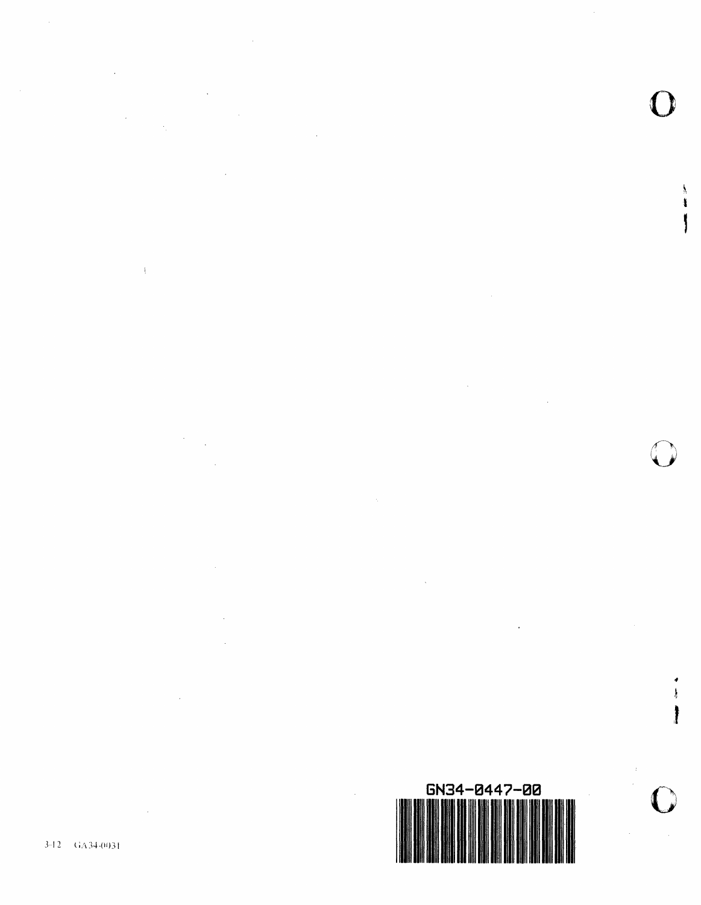GN34-0447-00

3-12 GA34-0031